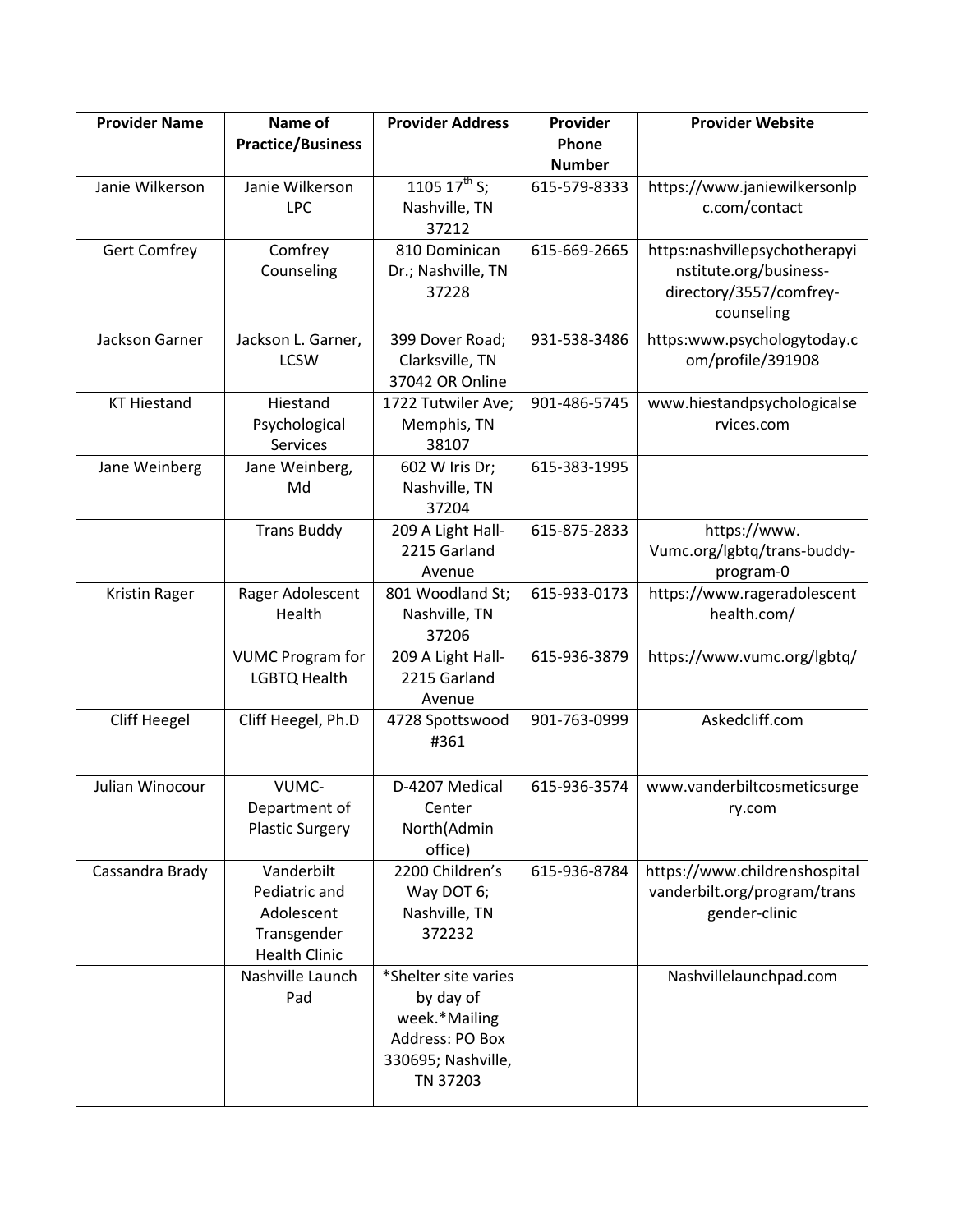| Provider Name | Name of Practice/Business | Provider Address | Provider Phone Number | Provider Website |
|---|---|---|---|---|
| Janie Wilkerson | Janie Wilkerson LPC | 1105 17th S; Nashville, TN 37212 | 615-579-8333 | https://www.janiewilkersonlpc.com/contact |
| Gert Comfrey | Comfrey Counseling | 810 Dominican Dr.; Nashville, TN 37228 | 615-669-2665 | https:nashvillepsychotherapyinstitute.org/business-directory/3557/comfrey-counseling |
| Jackson Garner | Jackson L. Garner, LCSW | 399 Dover Road; Clarksville, TN 37042 OR Online | 931-538-3486 | https:www.psychologytoday.com/profile/391908 |
| KT Hiestand | Hiestand Psychological Services | 1722 Tutwiler Ave; Memphis, TN 38107 | 901-486-5745 | www.hiestandpsychologicalservices.com |
| Jane Weinberg | Jane Weinberg, Md | 602 W Iris Dr; Nashville, TN 37204 | 615-383-1995 | |
| | Trans Buddy | 209 A Light Hall-2215 Garland Avenue | 615-875-2833 | https://www. Vumc.org/lgbtq/trans-buddy-program-0 |
| Kristin Rager | Rager Adolescent Health | 801 Woodland St; Nashville, TN 37206 | 615-933-0173 | https://www.rageradolescenthealth.com/ |
| | VUMC Program for LGBTQ Health | 209 A Light Hall-2215 Garland Avenue | 615-936-3879 | https://www.vumc.org/lgbtq/ |
| Cliff Heegel | Cliff Heegel, Ph.D | 4728 Spottswood #361 | 901-763-0999 | Askedcliff.com |
| Julian Winocour | VUMC-Department of Plastic Surgery | D-4207 Medical Center North(Admin office) | 615-936-3574 | www.vanderbiltcosmeticsurgery.com |
| Cassandra Brady | Vanderbilt Pediatric and Adolescent Transgender Health Clinic | 2200 Children's Way DOT 6; Nashville, TN 372232 | 615-936-8784 | https://www.childrenshospitalvanderbilt.org/program/transgender-clinic |
| | Nashville Launch Pad | *Shelter site varies by day of week.*Mailing Address: PO Box 330695; Nashville, TN 37203 | | Nashvillelaunchpad.com |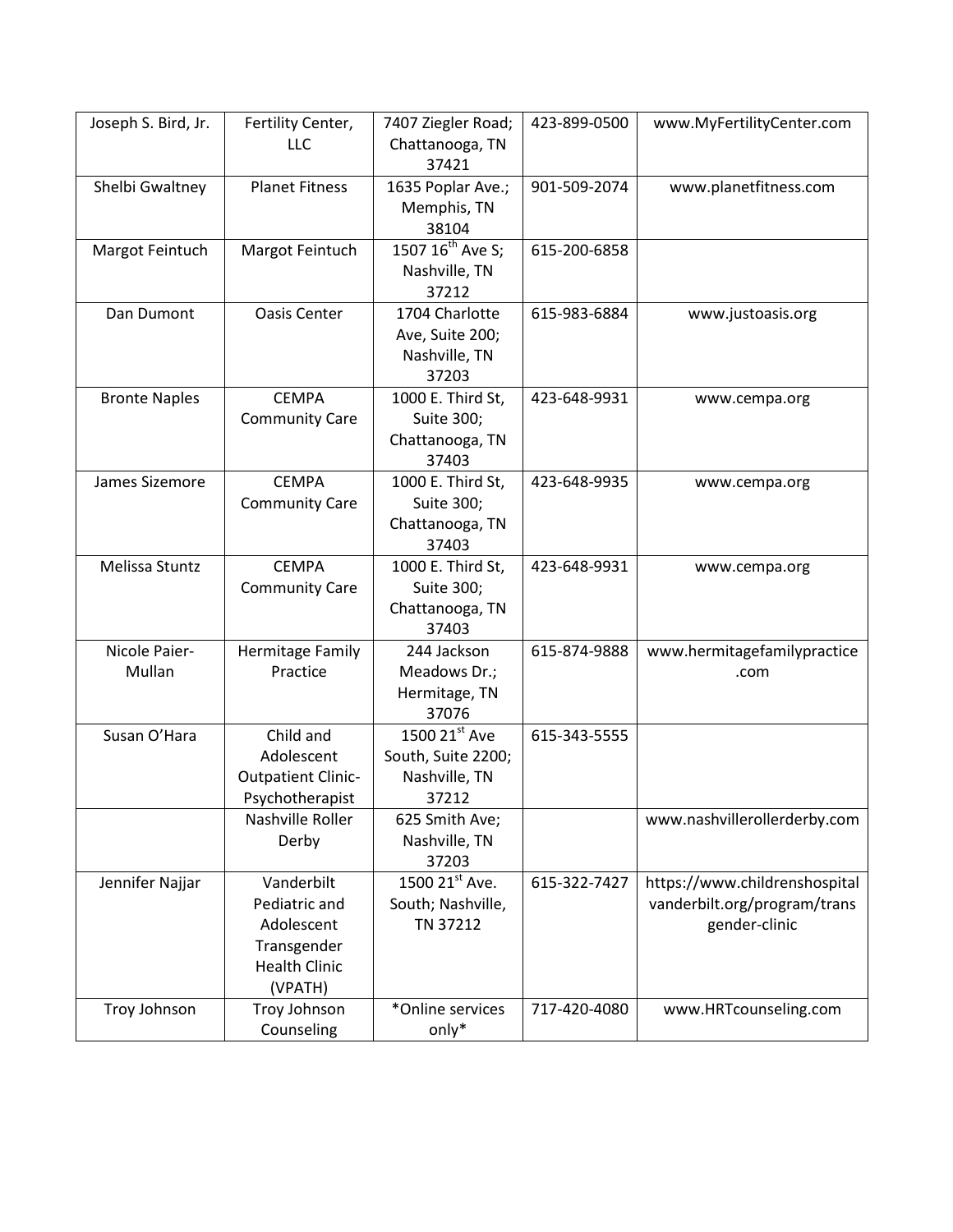| Joseph S. Bird, Jr. | Fertility Center, LLC | 7407 Ziegler Road; Chattanooga, TN 37421 | 423-899-0500 | www.MyFertilityCenter.com |
|---|---|---|---|---|
| Shelbi Gwaltney | Planet Fitness | 1635 Poplar Ave.; Memphis, TN 38104 | 901-509-2074 | www.planetfitness.com |
| Margot Feintuch | Margot Feintuch | 1507 16th Ave S; Nashville, TN 37212 | 615-200-6858 | |
| Dan Dumont | Oasis Center | 1704 Charlotte Ave, Suite 200; Nashville, TN 37203 | 615-983-6884 | www.justoasis.org |
| Bronte Naples | CEMPA Community Care | 1000 E. Third St, Suite 300; Chattanooga, TN 37403 | 423-648-9931 | www.cempa.org |
| James Sizemore | CEMPA Community Care | 1000 E. Third St, Suite 300; Chattanooga, TN 37403 | 423-648-9935 | www.cempa.org |
| Melissa Stuntz | CEMPA Community Care | 1000 E. Third St, Suite 300; Chattanooga, TN 37403 | 423-648-9931 | www.cempa.org |
| Nicole Paier-Mullan | Hermitage Family Practice | 244 Jackson Meadows Dr.; Hermitage, TN 37076 | 615-874-9888 | www.hermitagefamilypractice.com |
| Susan O'Hara | Child and Adolescent Outpatient Clinic-Psychotherapist | 1500 21st Ave South, Suite 2200; Nashville, TN 37212 | 615-343-5555 | |
| | Nashville Roller Derby | 625 Smith Ave; Nashville, TN 37203 | | www.nashvillerollerderby.com |
| Jennifer Najjar | Vanderbilt Pediatric and Adolescent Transgender Health Clinic (VPATH) | 1500 21st Ave. South; Nashville, TN 37212 | 615-322-7427 | https://www.childrenshospitalvanderbilt.org/program/transgender-clinic |
| Troy Johnson | Troy Johnson Counseling | *Online services only* | 717-420-4080 | www.HRTcounseling.com |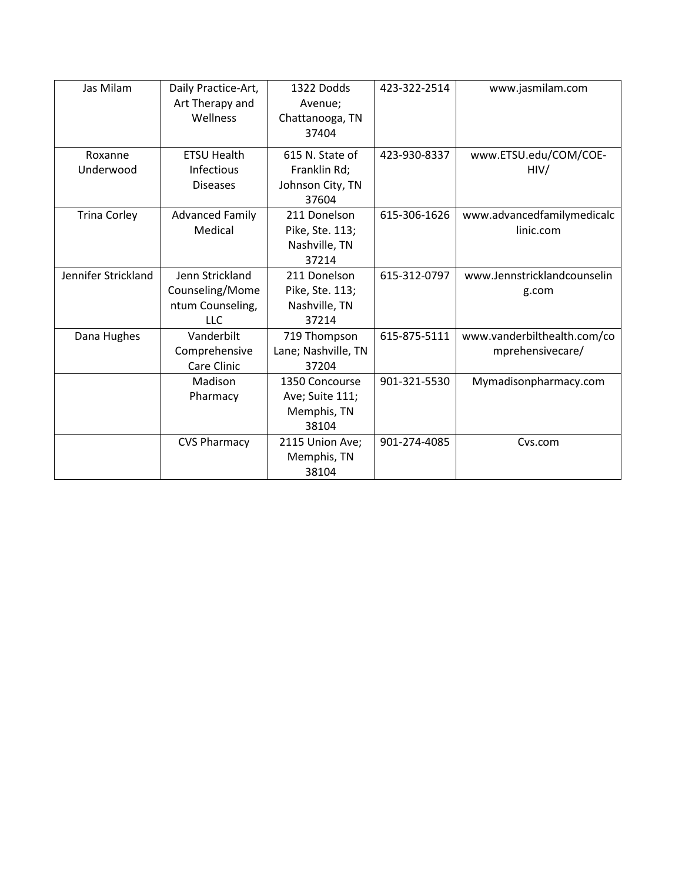| | | | | |
|---|---|---|---|---|
| Jas Milam | Daily Practice-Art, Art Therapy and Wellness | 1322 Dodds Avenue; Chattanooga, TN 37404 | 423-322-2514 | www.jasmilam.com |
| Roxanne Underwood | ETSU Health Infectious Diseases | 615 N. State of Franklin Rd; Johnson City, TN 37604 | 423-930-8337 | www.ETSU.edu/COM/COE-HIV/ |
| Trina Corley | Advanced Family Medical | 211 Donelson Pike, Ste. 113; Nashville, TN 37214 | 615-306-1626 | www.advancedfamilymedicalclinic.com |
| Jennifer Strickland | Jenn Strickland Counseling/Momentum Counseling, LLC | 211 Donelson Pike, Ste. 113; Nashville, TN 37214 | 615-312-0797 | www.Jennstricklandcounseling.com |
| Dana Hughes | Vanderbilt Comprehensive Care Clinic | 719 Thompson Lane; Nashville, TN 37204 | 615-875-5111 | www.vanderbilthealth.com/comprehensivecare/ |
| | Madison Pharmacy | 1350 Concourse Ave; Suite 111; Memphis, TN 38104 | 901-321-5530 | Mymadisonpharmacy.com |
| | CVS Pharmacy | 2115 Union Ave; Memphis, TN 38104 | 901-274-4085 | Cvs.com |